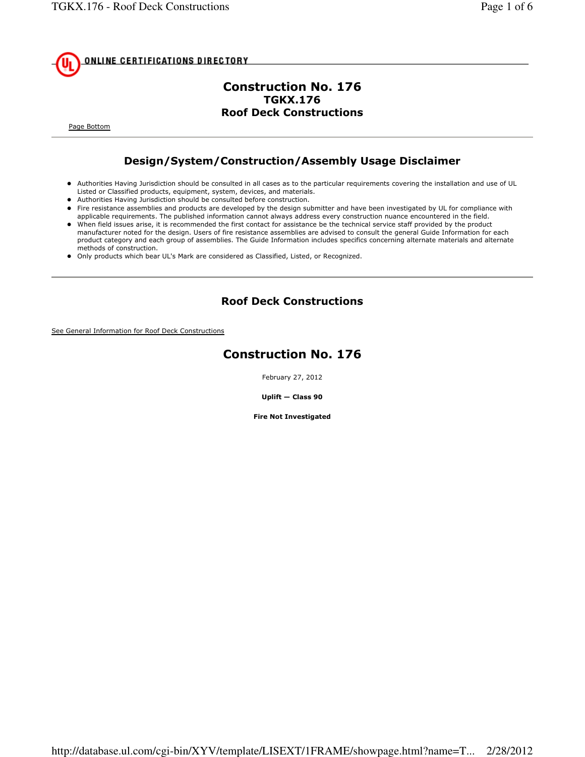ONLINE CERTIFICATIONS DIRECTORY

# Construction No. 176
## TGKX.176
## Roof Deck Constructions

Page Bottom

## Design/System/Construction/Assembly Usage Disclaimer

- Authorities Having Jurisdiction should be consulted in all cases as to the particular requirements covering the installation and use of UL Listed or Classified products, equipment, system, devices, and materials.
- Authorities Having Jurisdiction should be consulted before construction.
- Fire resistance assemblies and products are developed by the design submitter and have been investigated by UL for compliance with applicable requirements. The published information cannot always address every construction nuance encountered in the field.
- When field issues arise, it is recommended the first contact for assistance be the technical service staff provided by the product manufacturer noted for the design. Users of fire resistance assemblies are advised to consult the general Guide Information for each product category and each group of assemblies. The Guide Information includes specifics concerning alternate materials and alternate methods of construction.
- Only products which bear UL's Mark are considered as Classified, Listed, or Recognized.

## Roof Deck Constructions

See General Information for Roof Deck Constructions

## Construction No. 176

February 27, 2012

**Uplift — Class 90**

**Fire Not Investigated**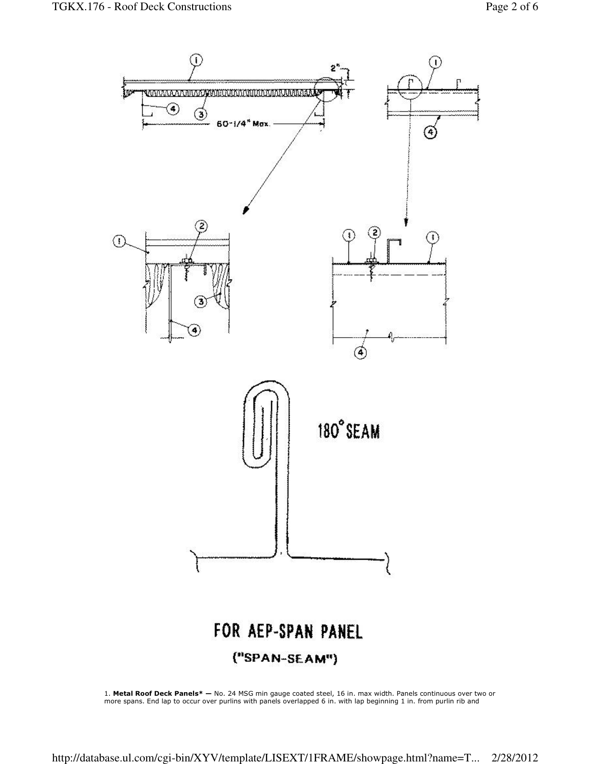180° SEAM

FOR AEP-SPAN PANEL

("SPAN-SEAM")

1. **Metal Roof Deck Panels* —** No. 24 MSG min gauge coated steel, 16 in. max width. Panels continuous over two or more spans. End lap to occur over purlins with panels overlapped 6 in. with lap beginning 1 in. from purlin rib and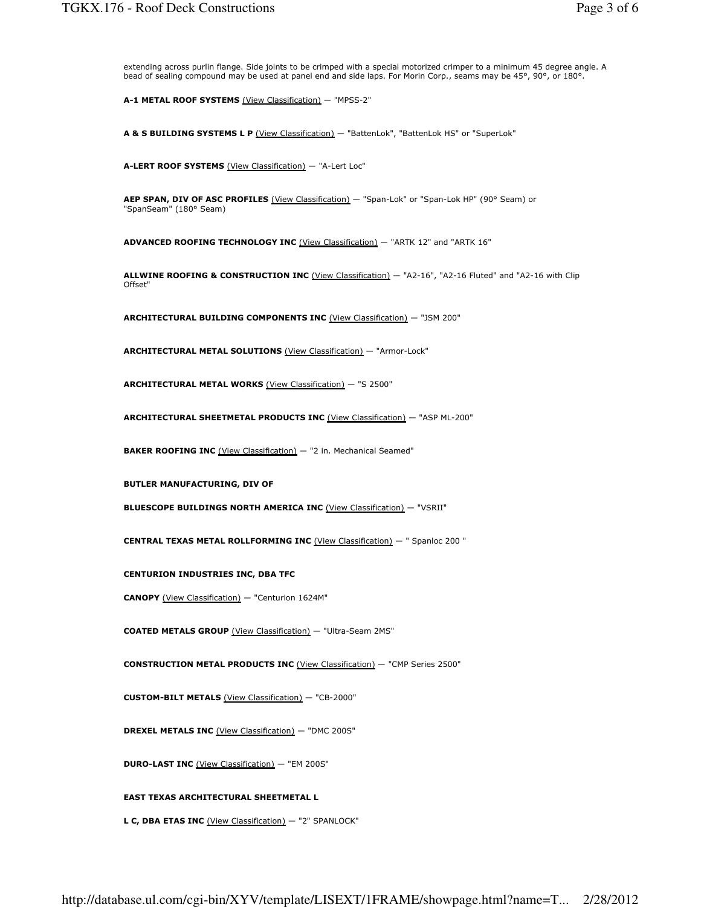extending across purlin flange. Side joints to be crimped with a special motorized crimper to a minimum 45 degree angle. A bead of sealing compound may be used at panel end and side laps. For Morin Corp., seams may be 45°, 90°, or 180°.

**A-1 METAL ROOF SYSTEMS** (View Classification) — "MPSS-2"

**A & S BUILDING SYSTEMS L P** (View Classification) — "BattenLok", "BattenLok HS" or "SuperLok"

**A-LERT ROOF SYSTEMS** (View Classification) — "A-Lert Loc"

**AEP SPAN, DIV OF ASC PROFILES** (View Classification) — "Span-Lok" or "Span-Lok HP" (90° Seam) or "SpanSeam" (180° Seam)

**ADVANCED ROOFING TECHNOLOGY INC** (View Classification) — "ARTK 12" and "ARTK 16"

**ALLWINE ROOFING & CONSTRUCTION INC** (View Classification) — "A2-16", "A2-16 Fluted" and "A2-16 with Clip Offset"

**ARCHITECTURAL BUILDING COMPONENTS INC** (View Classification) — "JSM 200"

**ARCHITECTURAL METAL SOLUTIONS** (View Classification) — "Armor-Lock"

**ARCHITECTURAL METAL WORKS** (View Classification) — "S 2500"

**ARCHITECTURAL SHEETMETAL PRODUCTS INC** (View Classification) — "ASP ML-200"

**BAKER ROOFING INC** (View Classification) — "2 in. Mechanical Seamed"

**BUTLER MANUFACTURING, DIV OF**

**BLUESCOPE BUILDINGS NORTH AMERICA INC** (View Classification) — "VSRII"

**CENTRAL TEXAS METAL ROLLFORMING INC** (View Classification) — " Spanloc 200 "

**CENTURION INDUSTRIES INC, DBA TFC**

**CANOPY** (View Classification) — "Centurion 1624M"

**COATED METALS GROUP** (View Classification) — "Ultra-Seam 2MS"

**CONSTRUCTION METAL PRODUCTS INC** (View Classification) — "CMP Series 2500"

**CUSTOM-BILT METALS** (View Classification) — "CB-2000"

**DREXEL METALS INC** (View Classification) — "DMC 200S"

**DURO-LAST INC** (View Classification) — "EM 200S"

**EAST TEXAS ARCHITECTURAL SHEETMETAL L**

**L C, DBA ETAS INC** (View Classification) — "2" SPANLOCK"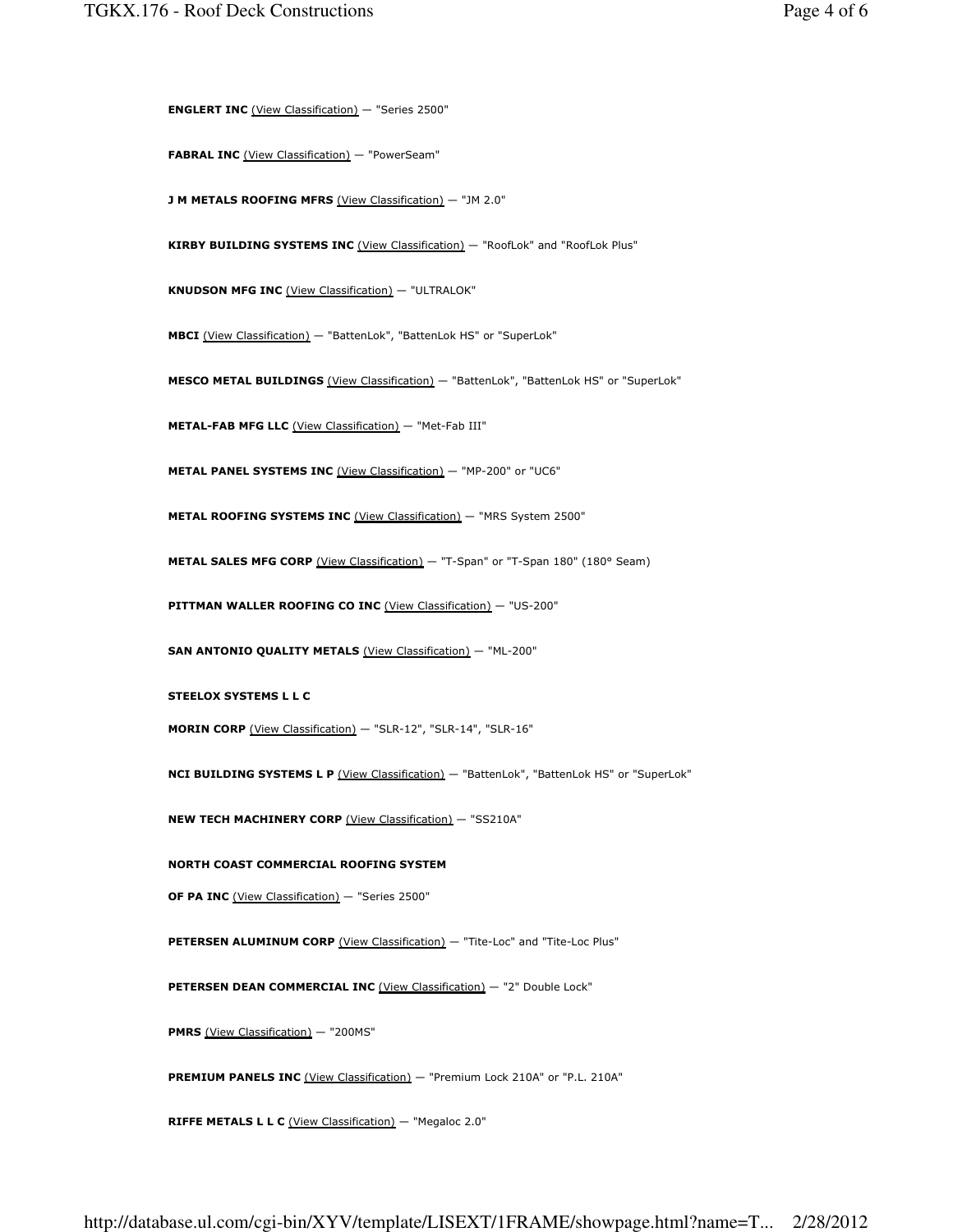**ENGLERT INC** (View Classification) — "Series 2500"

**FABRAL INC** (View Classification) — "PowerSeam"

**J M METALS ROOFING MFRS** (View Classification) — "JM 2.0"

**KIRBY BUILDING SYSTEMS INC** (View Classification) — "RoofLok" and "RoofLok Plus"

**KNUDSON MFG INC** (View Classification) — "ULTRALOK"

**MBCI** (View Classification) — "BattenLok", "BattenLok HS" or "SuperLok"

**MESCO METAL BUILDINGS** (View Classification) — "BattenLok", "BattenLok HS" or "SuperLok"

**METAL-FAB MFG LLC** (View Classification) — "Met-Fab III"

**METAL PANEL SYSTEMS INC** (View Classification) — "MP-200" or "UC6"

**METAL ROOFING SYSTEMS INC** (View Classification) — "MRS System 2500"

**METAL SALES MFG CORP** (View Classification) — "T-Span" or "T-Span 180" (180° Seam)

**PITTMAN WALLER ROOFING CO INC** (View Classification) — "US-200"

**SAN ANTONIO QUALITY METALS** (View Classification) — "ML-200"

**STEELOX SYSTEMS L L C**

**MORIN CORP** (View Classification) — "SLR-12", "SLR-14", "SLR-16"

**NCI BUILDING SYSTEMS L P** (View Classification) — "BattenLok", "BattenLok HS" or "SuperLok"

**NEW TECH MACHINERY CORP** (View Classification) — "SS210A"

**NORTH COAST COMMERCIAL ROOFING SYSTEM**

**OF PA INC** (View Classification) — "Series 2500"

**PETERSEN ALUMINUM CORP** (View Classification) — "Tite-Loc" and "Tite-Loc Plus"

**PETERSEN DEAN COMMERCIAL INC** (View Classification) — "2" Double Lock"

**PMRS** (View Classification) — "200MS"

**PREMIUM PANELS INC** (View Classification) — "Premium Lock 210A" or "P.L. 210A"

**RIFFE METALS L L C** (View Classification) — "Megaloc 2.0"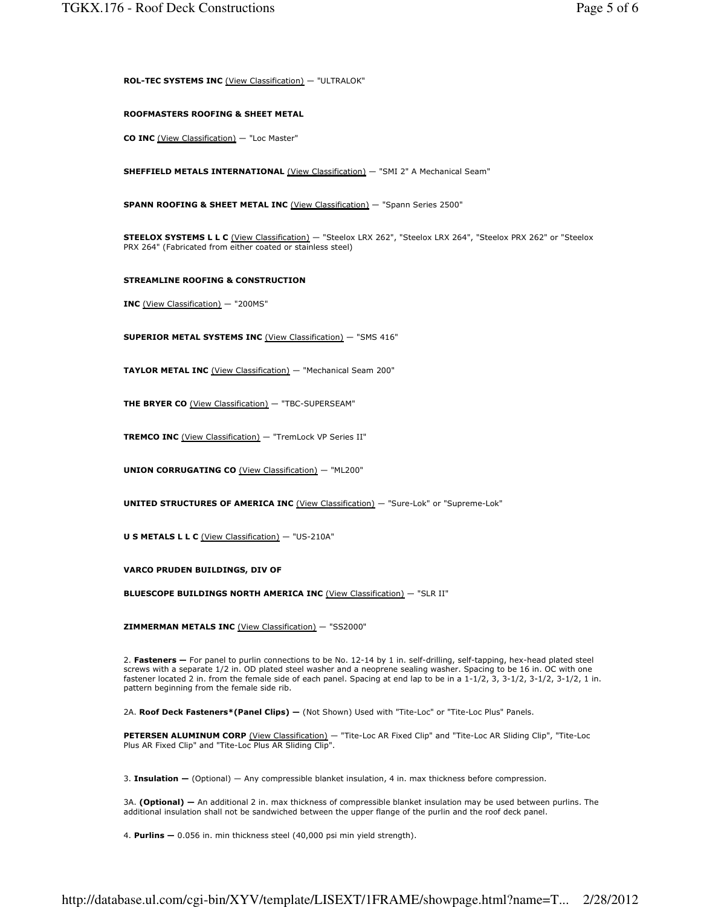**ROL-TEC SYSTEMS INC** (View Classification) — "ULTRALOK"

**ROOFMASTERS ROOFING & SHEET METAL**

**CO INC** (View Classification) — "Loc Master"

**SHEFFIELD METALS INTERNATIONAL** (View Classification) — "SMI 2" A Mechanical Seam"

**SPANN ROOFING & SHEET METAL INC** (View Classification) — "Spann Series 2500"

**STEELOX SYSTEMS L L C** (View Classification) — "Steelox LRX 262", "Steelox LRX 264", "Steelox PRX 262" or "Steelox PRX 264" (Fabricated from either coated or stainless steel)

**STREAMLINE ROOFING & CONSTRUCTION**

**INC** (View Classification) — "200MS"

**SUPERIOR METAL SYSTEMS INC** (View Classification) — "SMS 416"

**TAYLOR METAL INC** (View Classification) — "Mechanical Seam 200"

**THE BRYER CO** (View Classification) — "TBC-SUPERSEAM"

**TREMCO INC** (View Classification) — "TremLock VP Series II"

**UNION CORRUGATING CO** (View Classification) — "ML200"

**UNITED STRUCTURES OF AMERICA INC** (View Classification) — "Sure-Lok" or "Supreme-Lok"

**U S METALS L L C** (View Classification) — "US-210A"

**VARCO PRUDEN BUILDINGS, DIV OF**

**BLUESCOPE BUILDINGS NORTH AMERICA INC** (View Classification) — "SLR II"

**ZIMMERMAN METALS INC** (View Classification) — "SS2000"

2. **Fasteners —** For panel to purlin connections to be No. 12-14 by 1 in. self-drilling, self-tapping, hex-head plated steel screws with a separate 1/2 in. OD plated steel washer and a neoprene sealing washer. Spacing to be 16 in. OC with one fastener located 2 in. from the female side of each panel. Spacing at end lap to be in a 1-1/2, 3, 3-1/2, 3-1/2, 3-1/2, 1 in. pattern beginning from the female side rib.

2A. **Roof Deck Fasteners*(Panel Clips) —** (Not Shown) Used with "Tite-Loc" or "Tite-Loc Plus" Panels.

**PETERSEN ALUMINUM CORP** (View Classification) — "Tite-Loc AR Fixed Clip" and "Tite-Loc AR Sliding Clip", "Tite-Loc Plus AR Fixed Clip" and "Tite-Loc Plus AR Sliding Clip".

3. **Insulation —** (Optional) — Any compressible blanket insulation, 4 in. max thickness before compression.

3A. **(Optional) —** An additional 2 in. max thickness of compressible blanket insulation may be used between purlins. The additional insulation shall not be sandwiched between the upper flange of the purlin and the roof deck panel.

4. **Purlins —** 0.056 in. min thickness steel (40,000 psi min yield strength).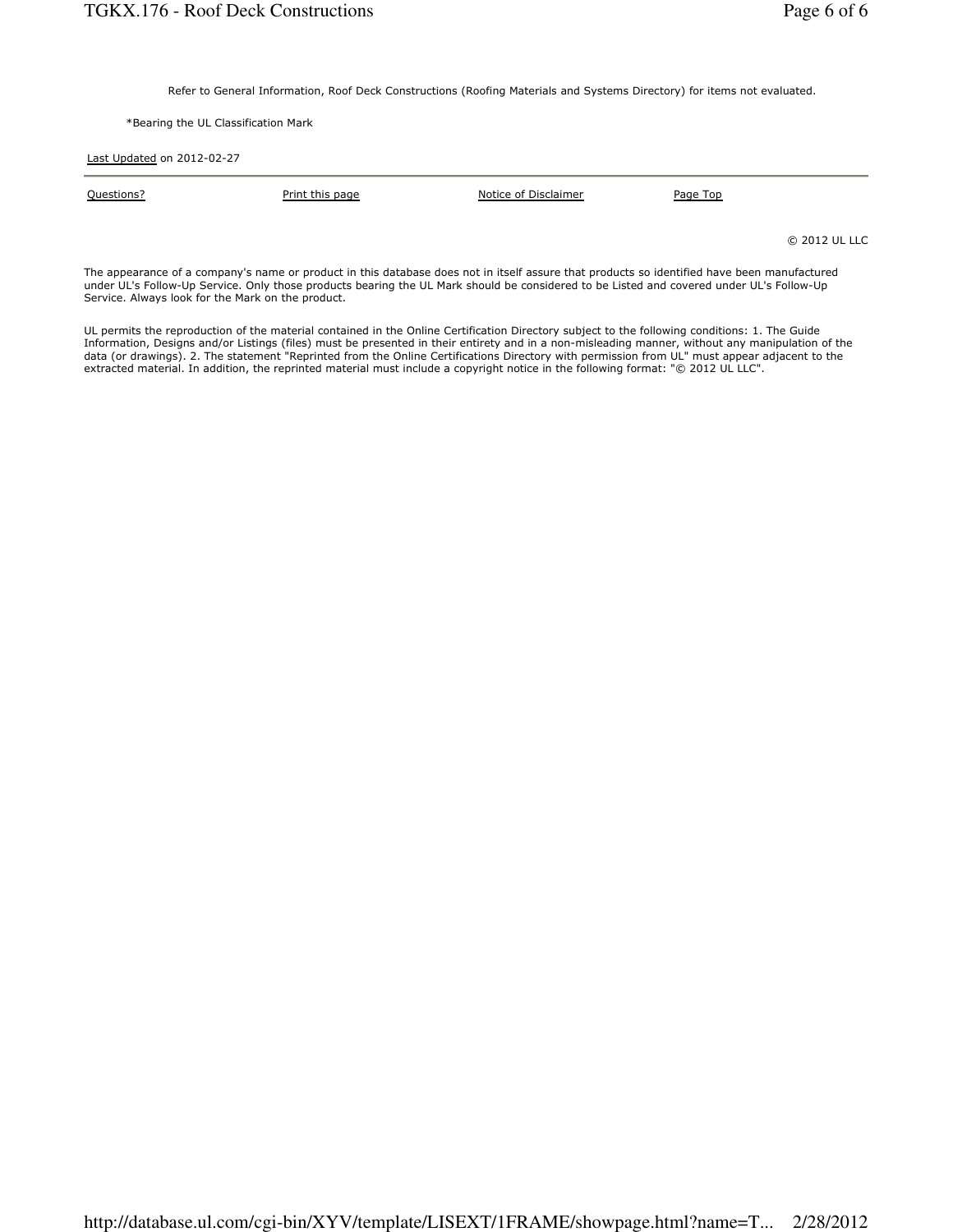Refer to General Information, Roof Deck Constructions (Roofing Materials and Systems Directory) for items not evaluated.

*Bearing the UL Classification Mark

Last Updated on 2012-02-27

Questions? Print this page Notice of Disclaimer Page Top

© 2012 UL LLC

The appearance of a company's name or product in this database does not in itself assure that products so identified have been manufactured under UL's Follow-Up Service. Only those products bearing the UL Mark should be considered to be Listed and covered under UL's Follow-Up Service. Always look for the Mark on the product.

UL permits the reproduction of the material contained in the Online Certification Directory subject to the following conditions: 1. The Guide Information, Designs and/or Listings (files) must be presented in their entirety and in a non-misleading manner, without any manipulation of the data (or drawings). 2. The statement "Reprinted from the Online Certifications Directory with permission from UL" must appear adjacent to the extracted material. In addition, the reprinted material must include a copyright notice in the following format: "© 2012 UL LLC".